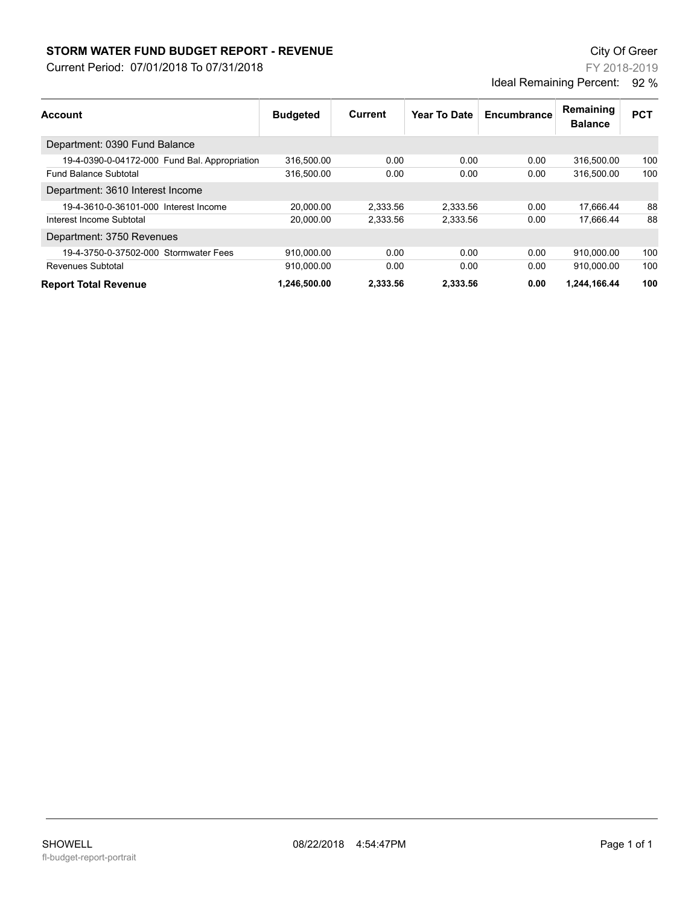# STORM WATER FUND BUDGET REPORT - REVENUE

Current Period: 07/01/2018 To 07/31/2018

City Of Greer

FY 2018-2019

Ideal Remaining Percent: 92 %

| Account | Budgeted | Current | Year To Date | Encumbrance | Remaining Balance | PCT |
|---|---|---|---|---|---|---|
| **Department: 0390 Fund Balance** | | | | | | |
| 19-4-0390-0-04172-000 Fund Bal. Appropriation | 316,500.00 | 0.00 | 0.00 | 0.00 | 316,500.00 | 100 |
| Fund Balance Subtotal | 316,500.00 | 0.00 | 0.00 | 0.00 | 316,500.00 | 100 |
| **Department: 3610 Interest Income** | | | | | | |
| 19-4-3610-0-36101-000 Interest Income | 20,000.00 | 2,333.56 | 2,333.56 | 0.00 | 17,666.44 | 88 |
| Interest Income Subtotal | 20,000.00 | 2,333.56 | 2,333.56 | 0.00 | 17,666.44 | 88 |
| **Department: 3750 Revenues** | | | | | | |
| 19-4-3750-0-37502-000 Stormwater Fees | 910,000.00 | 0.00 | 0.00 | 0.00 | 910,000.00 | 100 |
| Revenues Subtotal | 910,000.00 | 0.00 | 0.00 | 0.00 | 910,000.00 | 100 |
| **Report Total Revenue** | **1,246,500.00** | **2,333.56** | **2,333.56** | **0.00** | **1,244,166.44** | **100** |

SHOWELL　08/22/2018　4:54:47PM

fl-budget-report-portrait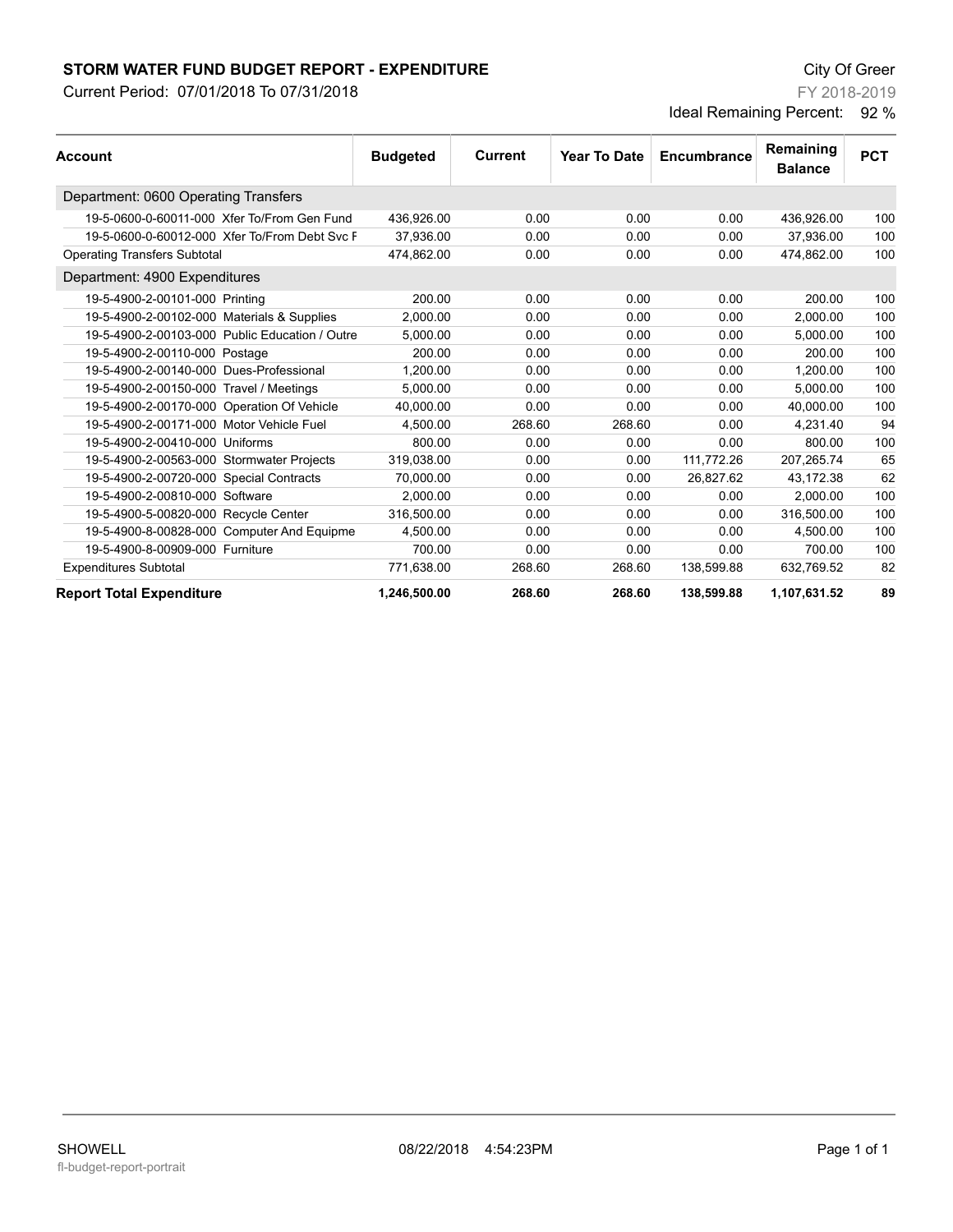**STORM WATER FUND BUDGET REPORT - EXPENDITURE**

City Of Greer

Current Period: 07/01/2018 To 07/31/2018

FY 2018-2019

Ideal Remaining Percent: 92 %

| Account | Budgeted | Current | Year To Date | Encumbrance | Remaining Balance | PCT |
|---|---|---|---|---|---|---|
| Department: 0600 Operating Transfers | | | | | | |
| 19-5-0600-0-60011-000 Xfer To/From Gen Fund | 436,926.00 | 0.00 | 0.00 | 0.00 | 436,926.00 | 100 |
| 19-5-0600-0-60012-000 Xfer To/From Debt Svc F | 37,936.00 | 0.00 | 0.00 | 0.00 | 37,936.00 | 100 |
| Operating Transfers Subtotal | 474,862.00 | 0.00 | 0.00 | 0.00 | 474,862.00 | 100 |
| Department: 4900 Expenditures | | | | | | |
| 19-5-4900-2-00101-000 Printing | 200.00 | 0.00 | 0.00 | 0.00 | 200.00 | 100 |
| 19-5-4900-2-00102-000 Materials & Supplies | 2,000.00 | 0.00 | 0.00 | 0.00 | 2,000.00 | 100 |
| 19-5-4900-2-00103-000 Public Education / Outre | 5,000.00 | 0.00 | 0.00 | 0.00 | 5,000.00 | 100 |
| 19-5-4900-2-00110-000 Postage | 200.00 | 0.00 | 0.00 | 0.00 | 200.00 | 100 |
| 19-5-4900-2-00140-000 Dues-Professional | 1,200.00 | 0.00 | 0.00 | 0.00 | 1,200.00 | 100 |
| 19-5-4900-2-00150-000 Travel / Meetings | 5,000.00 | 0.00 | 0.00 | 0.00 | 5,000.00 | 100 |
| 19-5-4900-2-00170-000 Operation Of Vehicle | 40,000.00 | 0.00 | 0.00 | 0.00 | 40,000.00 | 100 |
| 19-5-4900-2-00171-000 Motor Vehicle Fuel | 4,500.00 | 268.60 | 268.60 | 0.00 | 4,231.40 | 94 |
| 19-5-4900-2-00410-000 Uniforms | 800.00 | 0.00 | 0.00 | 0.00 | 800.00 | 100 |
| 19-5-4900-2-00563-000 Stormwater Projects | 319,038.00 | 0.00 | 0.00 | 111,772.26 | 207,265.74 | 65 |
| 19-5-4900-2-00720-000 Special Contracts | 70,000.00 | 0.00 | 0.00 | 26,827.62 | 43,172.38 | 62 |
| 19-5-4900-2-00810-000 Software | 2,000.00 | 0.00 | 0.00 | 0.00 | 2,000.00 | 100 |
| 19-5-4900-5-00820-000 Recycle Center | 316,500.00 | 0.00 | 0.00 | 0.00 | 316,500.00 | 100 |
| 19-5-4900-8-00828-000 Computer And Equipme | 4,500.00 | 0.00 | 0.00 | 0.00 | 4,500.00 | 100 |
| 19-5-4900-8-00909-000 Furniture | 700.00 | 0.00 | 0.00 | 0.00 | 700.00 | 100 |
| Expenditures Subtotal | 771,638.00 | 268.60 | 268.60 | 138,599.88 | 632,769.52 | 82 |
| **Report Total Expenditure** | **1,246,500.00** | **268.60** | **268.60** | **138,599.88** | **1,107,631.52** | **89** |

SHOWELL 08/22/2018 4:54:23PM

fl-budget-report-portrait